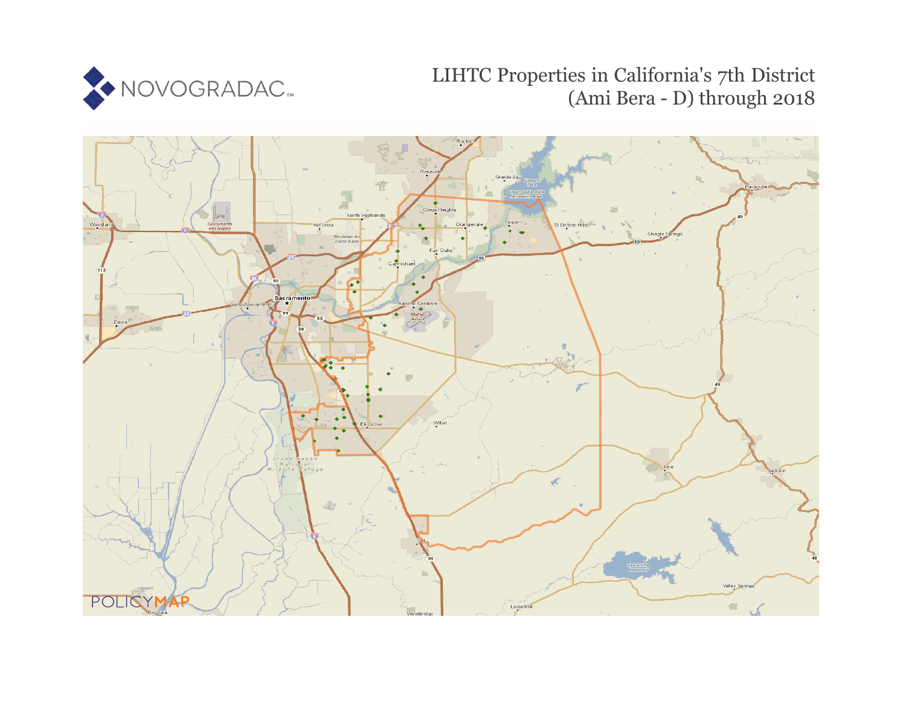NOVOGRADAC

# LIHTC Properties in California's 7th District (Ami Bera - D) through 2018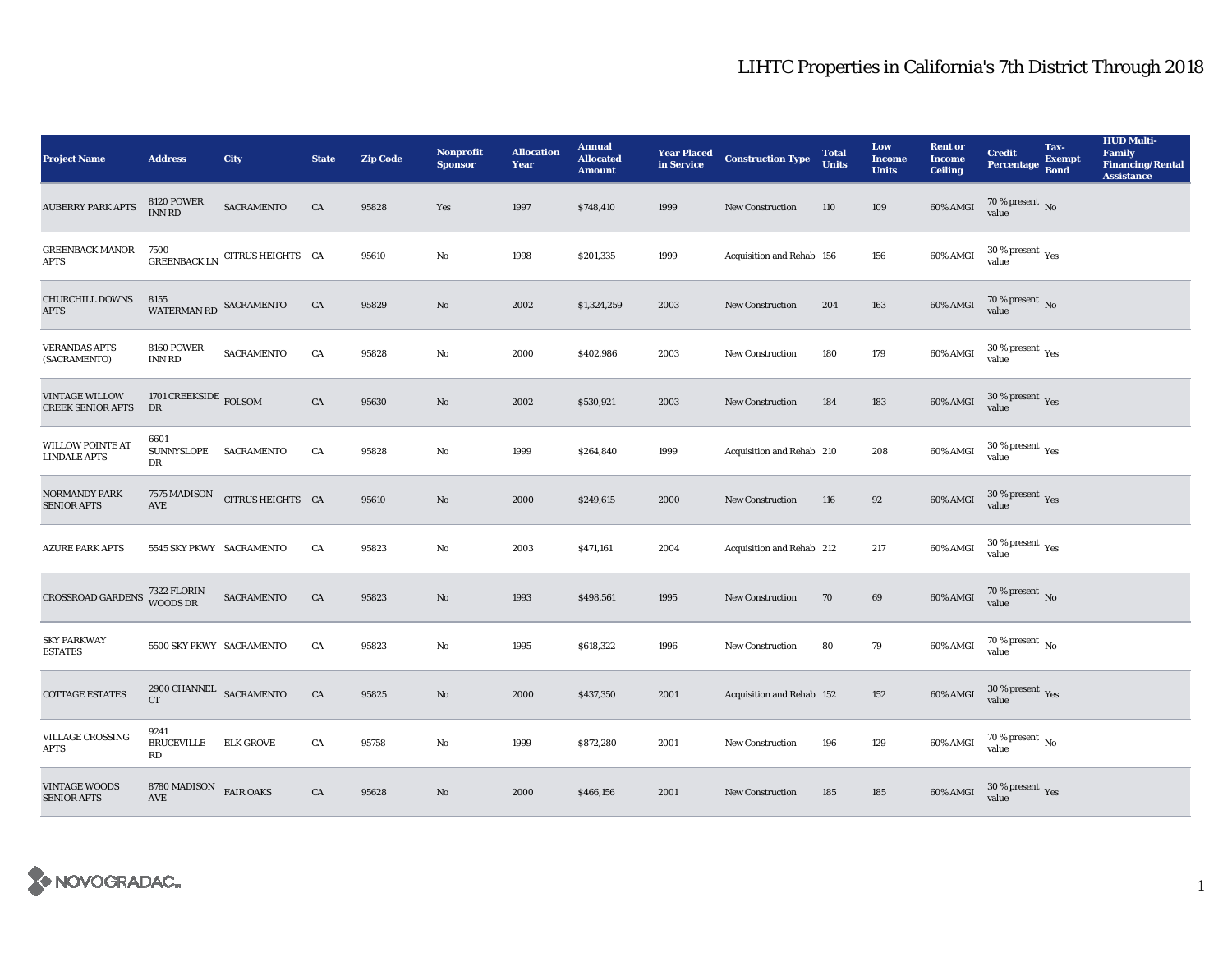# LIHTC Properties in California's 7th District Through 2018

| Project Name | Address | City | State | Zip Code | Nonprofit Sponsor | Allocation Year | Annual Allocated Amount | Year Placed in Service | Construction Type | Total Units | Low Income Units | Rent or Income Ceiling | Credit Percentage | Tax-Exempt Bond | HUD Multi-Family Financing/Rental Assistance |
|---|---|---|---|---|---|---|---|---|---|---|---|---|---|---|---|
| AUBERRY PARK APTS | 8120 POWER INN RD | SACRAMENTO | CA | 95828 | Yes | 1997 | $748,410 | 1999 | New Construction | 110 | 109 | 60% AMGI | 70 % present value | No | |
| GREENBACK MANOR APTS | 7500 GREENBACK LN | CITRUS HEIGHTS | CA | 95610 | No | 1998 | $201,335 | 1999 | Acquisition and Rehab | 156 | 156 | 60% AMGI | 30 % present value | Yes | |
| CHURCHILL DOWNS APTS | 8155 WATERMAN RD | SACRAMENTO | CA | 95829 | No | 2002 | $1,324,259 | 2003 | New Construction | 204 | 163 | 60% AMGI | 70 % present value | No | |
| VERANDAS APTS (SACRAMENTO) | 8160 POWER INN RD | SACRAMENTO | CA | 95828 | No | 2000 | $402,986 | 2003 | New Construction | 180 | 179 | 60% AMGI | 30 % present value | Yes | |
| VINTAGE WILLOW CREEK SENIOR APTS | 1701 CREEKSIDE DR | FOLSOM | CA | 95630 | No | 2002 | $530,921 | 2003 | New Construction | 184 | 183 | 60% AMGI | 30 % present value | Yes | |
| WILLOW POINTE AT LINDALE APTS | 6601 SUNNYSLOPE DR | SACRAMENTO | CA | 95828 | No | 1999 | $264,840 | 1999 | Acquisition and Rehab | 210 | 208 | 60% AMGI | 30 % present value | Yes | |
| NORMANDY PARK SENIOR APTS | 7575 MADISON AVE | CITRUS HEIGHTS | CA | 95610 | No | 2000 | $249,615 | 2000 | New Construction | 116 | 92 | 60% AMGI | 30 % present value | Yes | |
| AZURE PARK APTS | 5545 SKY PKWY | SACRAMENTO | CA | 95823 | No | 2003 | $471,161 | 2004 | Acquisition and Rehab | 212 | 217 | 60% AMGI | 30 % present value | Yes | |
| CROSSROAD GARDENS | 7322 FLORIN WOODS DR | SACRAMENTO | CA | 95823 | No | 1993 | $498,561 | 1995 | New Construction | 70 | 69 | 60% AMGI | 70 % present value | No | |
| SKY PARKWAY ESTATES | 5500 SKY PKWY | SACRAMENTO | CA | 95823 | No | 1995 | $618,322 | 1996 | New Construction | 80 | 79 | 60% AMGI | 70 % present value | No | |
| COTTAGE ESTATES | 2900 CHANNEL CT | SACRAMENTO | CA | 95825 | No | 2000 | $437,350 | 2001 | Acquisition and Rehab | 152 | 152 | 60% AMGI | 30 % present value | Yes | |
| VILLAGE CROSSING APTS | 9241 BRUCEVILLE RD | ELK GROVE | CA | 95758 | No | 1999 | $872,280 | 2001 | New Construction | 196 | 129 | 60% AMGI | 70 % present value | No | |
| VINTAGE WOODS SENIOR APTS | 8780 MADISON AVE | FAIR OAKS | CA | 95628 | No | 2000 | $466,156 | 2001 | New Construction | 185 | 185 | 60% AMGI | 30 % present value | Yes | |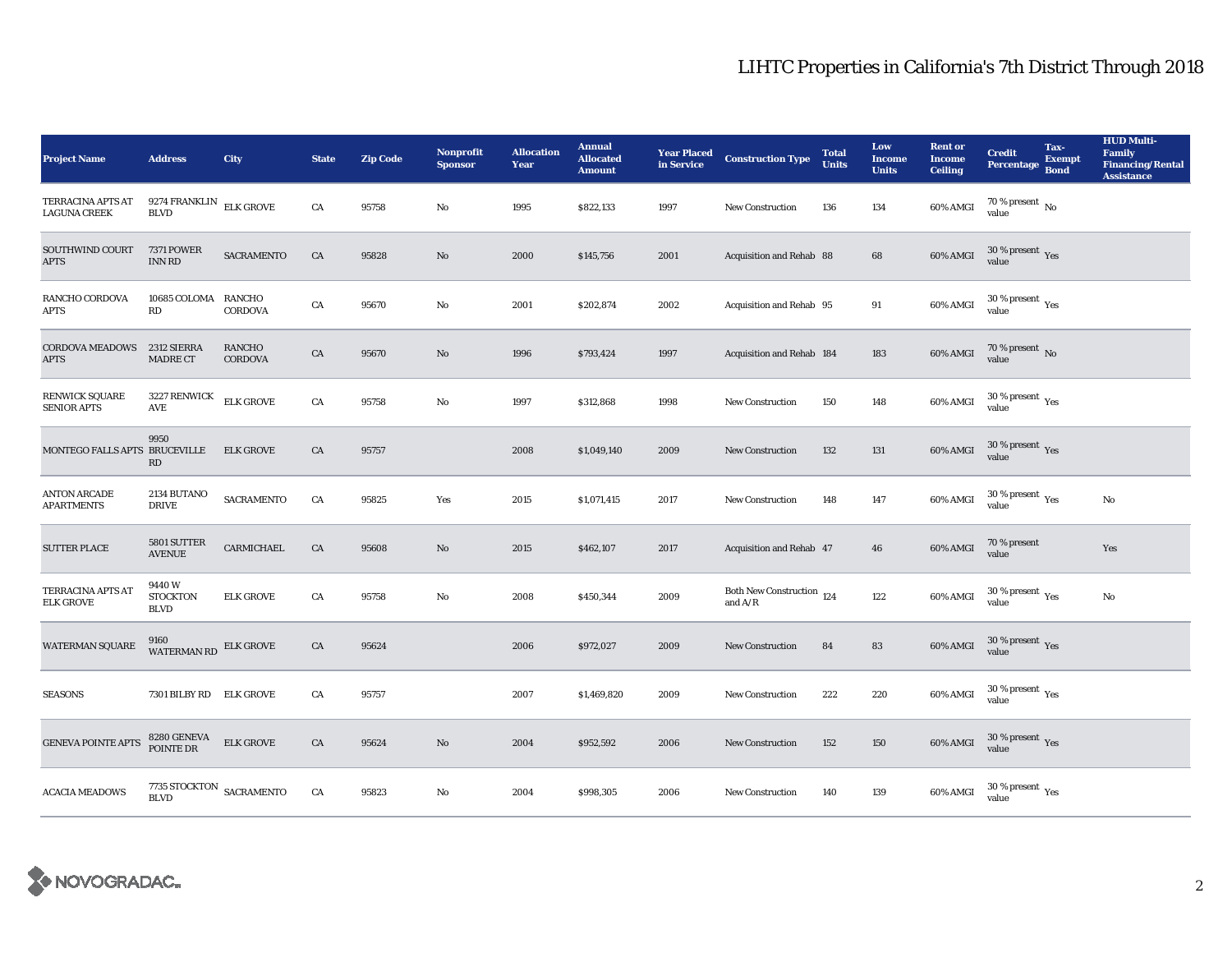# LIHTC Properties in California's 7th District Through 2018

| Project Name | Address | City | State | Zip Code | Nonprofit Sponsor | Allocation Year | Annual Allocated Amount | Year Placed in Service | Construction Type | Total Units | Low Income Units | Rent or Income Ceiling | Credit Percentage | Tax-Exempt Bond | HUD Multi-Family Financing/Rental Assistance |
|---|---|---|---|---|---|---|---|---|---|---|---|---|---|---|---|
| TERRACINA APTS AT LAGUNA CREEK | 9274 FRANKLIN BLVD | ELK GROVE | CA | 95758 | No | 1995 | $822,133 | 1997 | New Construction | 136 | 134 | 60% AMGI | 70 % present value | No | |
| SOUTHWIND COURT APTS | 7371 POWER INN RD | SACRAMENTO | CA | 95828 | No | 2000 | $145,756 | 2001 | Acquisition and Rehab | 88 | 68 | 60% AMGI | 30 % present value | Yes | |
| RANCHO CORDOVA APTS | 10685 COLOMA RD | RANCHO CORDOVA | CA | 95670 | No | 2001 | $202,874 | 2002 | Acquisition and Rehab | 95 | 91 | 60% AMGI | 30 % present value | Yes | |
| CORDOVA MEADOWS APTS | 2312 SIERRA MADRE CT | RANCHO CORDOVA | CA | 95670 | No | 1996 | $793,424 | 1997 | Acquisition and Rehab | 184 | 183 | 60% AMGI | 70 % present value | No | |
| RENWICK SQUARE SENIOR APTS | 3227 RENWICK AVE | ELK GROVE | CA | 95758 | No | 1997 | $312,868 | 1998 | New Construction | 150 | 148 | 60% AMGI | 30 % present value | Yes | |
| MONTEGO FALLS APTS | 9950 BRUCEVILLE RD | ELK GROVE | CA | 95757 | | 2008 | $1,049,140 | 2009 | New Construction | 132 | 131 | 60% AMGI | 30 % present value | Yes | |
| ANTON ARCADE APARTMENTS | 2134 BUTANO DRIVE | SACRAMENTO | CA | 95825 | Yes | 2015 | $1,071,415 | 2017 | New Construction | 148 | 147 | 60% AMGI | 30 % present value | Yes | No |
| SUTTER PLACE | 5801 SUTTER AVENUE | CARMICHAEL | CA | 95608 | No | 2015 | $462,107 | 2017 | Acquisition and Rehab | 47 | 46 | 60% AMGI | 70 % present value | | Yes |
| TERRACINA APTS AT ELK GROVE | 9440 W STOCKTON BLVD | ELK GROVE | CA | 95758 | No | 2008 | $450,344 | 2009 | Both New Construction and A/R | 124 | 122 | 60% AMGI | 30 % present value | Yes | No |
| WATERMAN SQUARE | 9160 WATERMAN RD | ELK GROVE | CA | 95624 | | 2006 | $972,027 | 2009 | New Construction | 84 | 83 | 60% AMGI | 30 % present value | Yes | |
| SEASONS | 7301 BILBY RD | ELK GROVE | CA | 95757 | | 2007 | $1,469,820 | 2009 | New Construction | 222 | 220 | 60% AMGI | 30 % present value | Yes | |
| GENEVA POINTE APTS | 8280 GENEVA POINTE DR | ELK GROVE | CA | 95624 | No | 2004 | $952,592 | 2006 | New Construction | 152 | 150 | 60% AMGI | 30 % present value | Yes | |
| ACACIA MEADOWS | 7735 STOCKTON BLVD | SACRAMENTO | CA | 95823 | No | 2004 | $998,305 | 2006 | New Construction | 140 | 139 | 60% AMGI | 30 % present value | Yes | |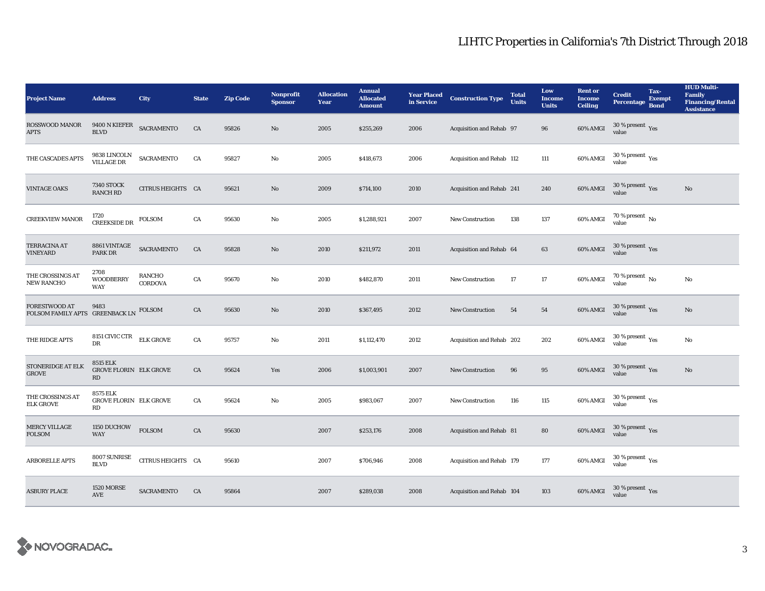# LIHTC Properties in California's 7th District Through 2018

| Project Name | Address | City | State | Zip Code | Nonprofit Sponsor | Allocation Year | Annual Allocated Amount | Year Placed in Service | Construction Type | Total Units | Low Income Units | Rent or Income Ceiling | Credit Percentage | Tax-Exempt Bond | HUD Multi-Family Financing/Rental Assistance |
|---|---|---|---|---|---|---|---|---|---|---|---|---|---|---|---|
| ROSSWOOD MANOR APTS | 9400 N KIEFER BLVD | SACRAMENTO | CA | 95826 | No | 2005 | $255,269 | 2006 | Acquisition and Rehab | 97 | 96 | 60% AMGI | 30 % present value | Yes | |
| THE CASCADES APTS | 9838 LINCOLN VILLAGE DR | SACRAMENTO | CA | 95827 | No | 2005 | $418,673 | 2006 | Acquisition and Rehab | 112 | 111 | 60% AMGI | 30 % present value | Yes | |
| VINTAGE OAKS | 7340 STOCK RANCH RD | CITRUS HEIGHTS | CA | 95621 | No | 2009 | $714,100 | 2010 | Acquisition and Rehab | 241 | 240 | 60% AMGI | 30 % present value | Yes | No |
| CREEKVIEW MANOR | 1720 CREEKSIDE DR | FOLSOM | CA | 95630 | No | 2005 | $1,288,921 | 2007 | New Construction | 138 | 137 | 60% AMGI | 70 % present value | No | |
| TERRACINA AT VINEYARD | 8861 VINTAGE PARK DR | SACRAMENTO | CA | 95828 | No | 2010 | $211,972 | 2011 | Acquisition and Rehab | 64 | 63 | 60% AMGI | 30 % present value | Yes | |
| THE CROSSINGS AT NEW RANCHO | 2708 WOODBERRY WAY | RANCHO CORDOVA | CA | 95670 | No | 2010 | $482,870 | 2011 | New Construction | 17 | 17 | 60% AMGI | 70 % present value | No | No |
| FORESTWOOD AT FOLSOM FAMILY APTS | 9483 GREENBACK LN | FOLSOM | CA | 95630 | No | 2010 | $367,495 | 2012 | New Construction | 54 | 54 | 60% AMGI | 30 % present value | Yes | No |
| THE RIDGE APTS | 8151 CIVIC CTR DR | ELK GROVE | CA | 95757 | No | 2011 | $1,112,470 | 2012 | Acquisition and Rehab | 202 | 202 | 60% AMGI | 30 % present value | Yes | No |
| STONERIDGE AT ELK GROVE | 8515 ELK GROVE FLORIN RD | ELK GROVE | CA | 95624 | Yes | 2006 | $1,003,901 | 2007 | New Construction | 96 | 95 | 60% AMGI | 30 % present value | Yes | No |
| THE CROSSINGS AT ELK GROVE | 8575 ELK GROVE FLORIN RD | ELK GROVE | CA | 95624 | No | 2005 | $983,067 | 2007 | New Construction | 116 | 115 | 60% AMGI | 30 % present value | Yes | |
| MERCY VILLAGE FOLSOM | 1150 DUCHOW WAY | FOLSOM | CA | 95630 | | 2007 | $253,176 | 2008 | Acquisition and Rehab | 81 | 80 | 60% AMGI | 30 % present value | Yes | |
| ARBORELLE APTS | 8007 SUNRISE BLVD | CITRUS HEIGHTS | CA | 95610 | | 2007 | $706,946 | 2008 | Acquisition and Rehab | 179 | 177 | 60% AMGI | 30 % present value | Yes | |
| ASBURY PLACE | 1520 MORSE AVE | SACRAMENTO | CA | 95864 | | 2007 | $289,038 | 2008 | Acquisition and Rehab | 104 | 103 | 60% AMGI | 30 % present value | Yes | |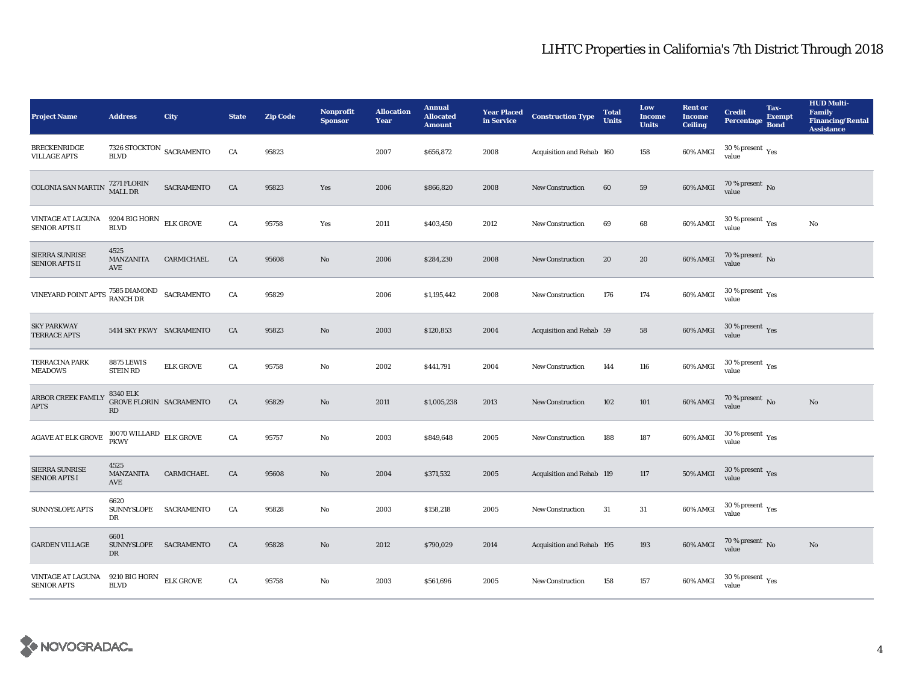# LIHTC Properties in California's 7th District Through 2018

| Project Name | Address | City | State | Zip Code | Nonprofit Sponsor | Allocation Year | Annual Allocated Amount | Year Placed in Service | Construction Type | Total Units | Low Income Units | Rent or Income Ceiling | Credit Percentage | Tax-Exempt Bond | HUD Multi-Family Financing/Rental Assistance |
|---|---|---|---|---|---|---|---|---|---|---|---|---|---|---|---|
| BRECKENRIDGE VILLAGE APTS | 7326 STOCKTON BLVD | SACRAMENTO | CA | 95823 | | 2007 | $656,872 | 2008 | Acquisition and Rehab | 160 | 158 | 60% AMGI | 30 % present value | Yes | |
| COLONIA SAN MARTIN | 7271 FLORIN MALL DR | SACRAMENTO | CA | 95823 | Yes | 2006 | $866,820 | 2008 | New Construction | 60 | 59 | 60% AMGI | 70 % present value | No | |
| VINTAGE AT LAGUNA SENIOR APTS II | 9204 BIG HORN BLVD | ELK GROVE | CA | 95758 | Yes | 2011 | $403,450 | 2012 | New Construction | 69 | 68 | 60% AMGI | 30 % present value | Yes | No |
| SIERRA SUNRISE SENIOR APTS II | 4525 MANZANITA AVE | CARMICHAEL | CA | 95608 | No | 2006 | $284,230 | 2008 | New Construction | 20 | 20 | 60% AMGI | 70 % present value | No | |
| VINEYARD POINT APTS | 7585 DIAMOND RANCH DR | SACRAMENTO | CA | 95829 | | 2006 | $1,195,442 | 2008 | New Construction | 176 | 174 | 60% AMGI | 30 % present value | Yes | |
| SKY PARKWAY TERRACE APTS | 5414 SKY PKWY | SACRAMENTO | CA | 95823 | No | 2003 | $120,853 | 2004 | Acquisition and Rehab | 59 | 58 | 60% AMGI | 30 % present value | Yes | |
| TERRACINA PARK MEADOWS | 8875 LEWIS STEIN RD | ELK GROVE | CA | 95758 | No | 2002 | $441,791 | 2004 | New Construction | 144 | 116 | 60% AMGI | 30 % present value | Yes | |
| ARBOR CREEK FAMILY APTS | 8340 ELK GROVE FLORIN RD | SACRAMENTO | CA | 95829 | No | 2011 | $1,005,238 | 2013 | New Construction | 102 | 101 | 60% AMGI | 70 % present value | No | No |
| AGAVE AT ELK GROVE | 10070 WILLARD PKWY | ELK GROVE | CA | 95757 | No | 2003 | $849,648 | 2005 | New Construction | 188 | 187 | 60% AMGI | 30 % present value | Yes | |
| SIERRA SUNRISE SENIOR APTS I | 4525 MANZANITA AVE | CARMICHAEL | CA | 95608 | No | 2004 | $371,532 | 2005 | Acquisition and Rehab | 119 | 117 | 50% AMGI | 30 % present value | Yes | |
| SUNNYSLOPE APTS | 6620 SUNNYSLOPE DR | SACRAMENTO | CA | 95828 | No | 2003 | $158,218 | 2005 | New Construction | 31 | 31 | 60% AMGI | 30 % present value | Yes | |
| GARDEN VILLAGE | 6601 SUNNYSLOPE DR | SACRAMENTO | CA | 95828 | No | 2012 | $790,029 | 2014 | Acquisition and Rehab | 195 | 193 | 60% AMGI | 70 % present value | No | No |
| VINTAGE AT LAGUNA SENIOR APTS | 9210 BIG HORN BLVD | ELK GROVE | CA | 95758 | No | 2003 | $561,696 | 2005 | New Construction | 158 | 157 | 60% AMGI | 30 % present value | Yes | |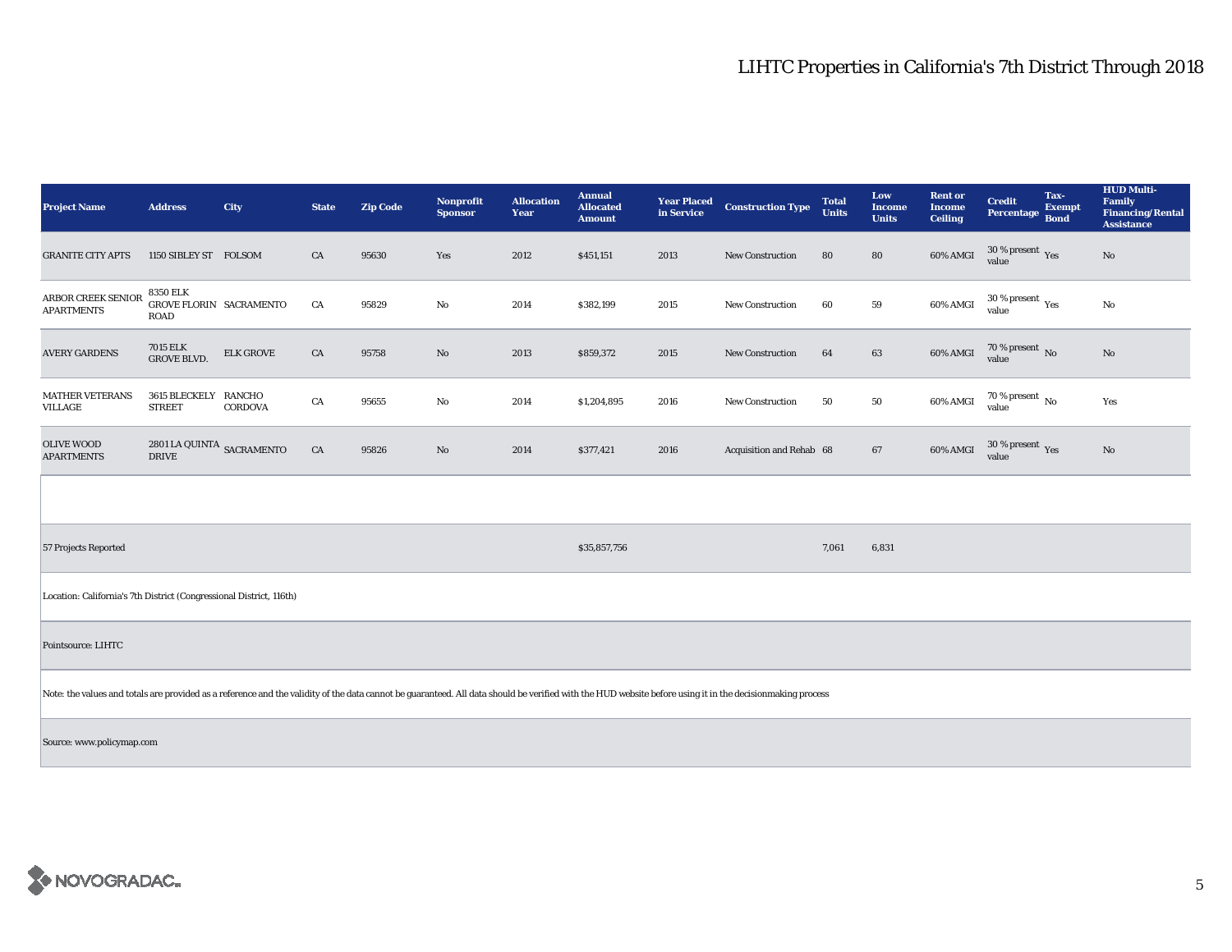# LIHTC Properties in California's 7th District Through 2018

| Project Name | Address | City | State | Zip Code | Nonprofit Sponsor | Allocation Year | Annual Allocated Amount | Year Placed in Service | Construction Type | Total Units | Low Income Units | Rent or Income Ceiling | Credit Percentage | Tax-Exempt Bond | HUD Multi-Family Financing/Rental Assistance |
|---|---|---|---|---|---|---|---|---|---|---|---|---|---|---|---|
| GRANITE CITY APTS | 1150 SIBLEY ST | FOLSOM | CA | 95630 | Yes | 2012 | $451,151 | 2013 | New Construction | 80 | 80 | 60% AMGI | 30 % present value | Yes | No |
| ARBOR CREEK SENIOR APARTMENTS | 8350 ELK GROVE FLORIN ROAD | SACRAMENTO | CA | 95829 | No | 2014 | $382,199 | 2015 | New Construction | 60 | 59 | 60% AMGI | 30 % present value | Yes | No |
| AVERY GARDENS | 7015 ELK GROVE BLVD. | ELK GROVE | CA | 95758 | No | 2013 | $859,372 | 2015 | New Construction | 64 | 63 | 60% AMGI | 70 % present value | No | No |
| MATHER VETERANS VILLAGE | 3615 BLECKELY STREET | RANCHO CORDOVA | CA | 95655 | No | 2014 | $1,204,895 | 2016 | New Construction | 50 | 50 | 60% AMGI | 70 % present value | No | Yes |
| OLIVE WOOD APARTMENTS | 2801 LA QUINTA DRIVE | SACRAMENTO | CA | 95826 | No | 2014 | $377,421 | 2016 | Acquisition and Rehab | 68 | 67 | 60% AMGI | 30 % present value | Yes | No |
| | | | | | | | | | | | | | | | |
| 57 Projects Reported | | | | | | | $35,857,756 | | | 7,061 | 6,831 | | | | |

Location: California's 7th District (Congressional District, 116th)

Pointsource: LIHTC

Note: the values and totals are provided as a reference and the validity of the data cannot be guaranteed. All data should be verified with the HUD website before using it in the decisionmaking process

Source: www.policymap.com